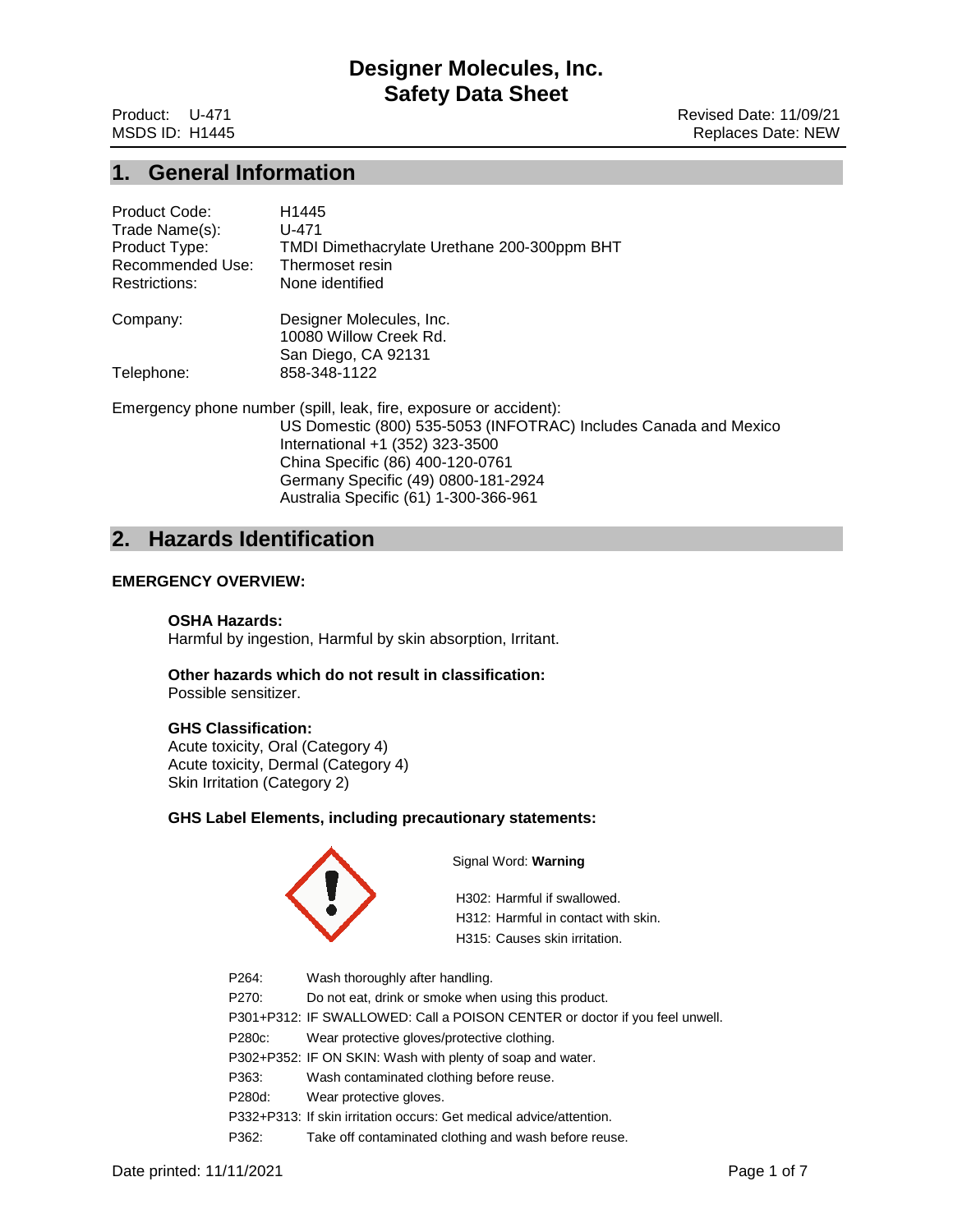# Designer Molecules, Inc.
# Safety Data Sheet

Product: U-471
MSDS ID: H1445

Revised Date: 11/09/21
Replaces Date: NEW

## 1. General Information

| | |
|---|---|
| Product Code: | H1445 |
| Trade Name(s): | U-471 |
| Product Type: | TMDI Dimethacrylate Urethane 200-300ppm BHT |
| Recommended Use: | Thermoset resin |
| Restrictions: | None identified |
| Company: | Designer Molecules, Inc.<br>10080 Willow Creek Rd.<br>San Diego, CA 92131 |
| Telephone: | 858-348-1122 |

Emergency phone number (spill, leak, fire, exposure or accident):
US Domestic (800) 535-5053 (INFOTRAC) Includes Canada and Mexico
International +1 (352) 323-3500
China Specific (86) 400-120-0761
Germany Specific (49) 0800-181-2924
Australia Specific (61) 1-300-366-961

## 2. Hazards Identification

**EMERGENCY OVERVIEW:**

**OSHA Hazards:**
Harmful by ingestion, Harmful by skin absorption, Irritant.

**Other hazards which do not result in classification:**
Possible sensitizer.

**GHS Classification:**
Acute toxicity, Oral (Category 4)
Acute toxicity, Dermal (Category 4)
Skin Irritation (Category 2)

**GHS Label Elements, including precautionary statements:**

Signal Word: **Warning**

H302: Harmful if swallowed.
H312: Harmful in contact with skin.
H315: Causes skin irritation.

| | |
|---|---|
| P264: | Wash thoroughly after handling. |
| P270: | Do not eat, drink or smoke when using this product. |
| P301+P312: | IF SWALLOWED: Call a POISON CENTER or doctor if you feel unwell. |
| P280c: | Wear protective gloves/protective clothing. |
| P302+P352: | IF ON SKIN: Wash with plenty of soap and water. |
| P363: | Wash contaminated clothing before reuse. |
| P280d: | Wear protective gloves. |
| P332+P313: | If skin irritation occurs: Get medical advice/attention. |
| P362: | Take off contaminated clothing and wash before reuse. |

Date printed: 11/11/2021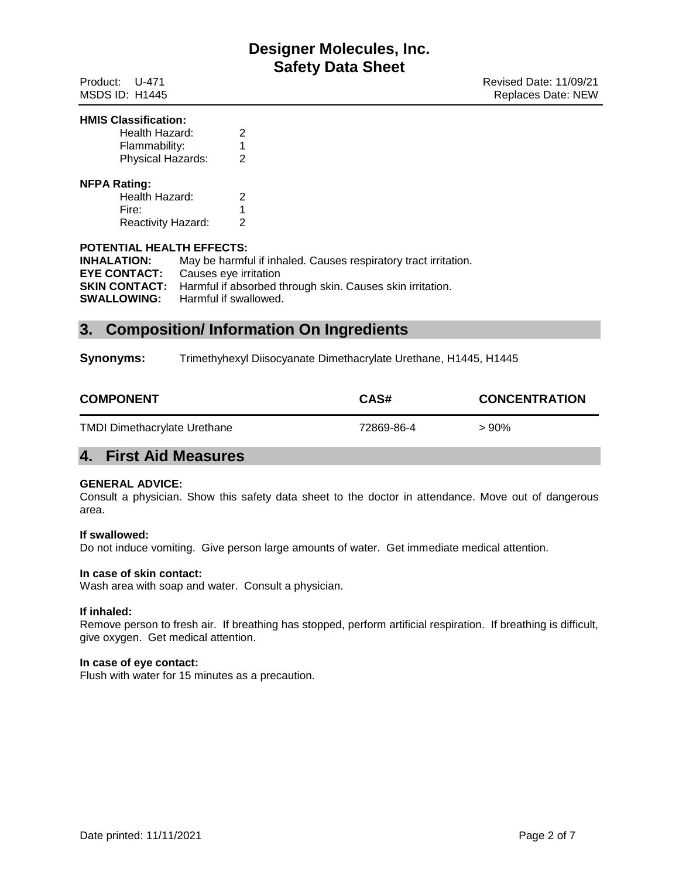**HMIS Classification:**

| | |
|---|---|
| Health Hazard: | 2 |
| Flammability: | 1 |
| Physical Hazards: | 2 |

**NFPA Rating:**

| | |
|---|---|
| Health Hazard: | 2 |
| Fire: | 1 |
| Reactivity Hazard: | 2 |

**POTENTIAL HEALTH EFFECTS:**

**INHALATION:** May be harmful if inhaled. Causes respiratory tract irritation.
**EYE CONTACT:** Causes eye irritation
**SKIN CONTACT:** Harmful if absorbed through skin. Causes skin irritation.
**SWALLOWING:** Harmful if swallowed.

## 3. Composition/ Information On Ingredients

**Synonyms:** Trimethyhexyl Diisocyanate Dimethacrylate Urethane, H1445, H1445

| COMPONENT | CAS# | CONCENTRATION |
|---|---|---|
| TMDI Dimethacrylate Urethane | 72869-86-4 | > 90% |

## 4. First Aid Measures

**GENERAL ADVICE:**
Consult a physician. Show this safety data sheet to the doctor in attendance. Move out of dangerous area.

**If swallowed:**
Do not induce vomiting. Give person large amounts of water. Get immediate medical attention.

**In case of skin contact:**
Wash area with soap and water. Consult a physician.

**If inhaled:**
Remove person to fresh air. If breathing has stopped, perform artificial respiration. If breathing is difficult, give oxygen. Get medical attention.

**In case of eye contact:**
Flush with water for 15 minutes as a precaution.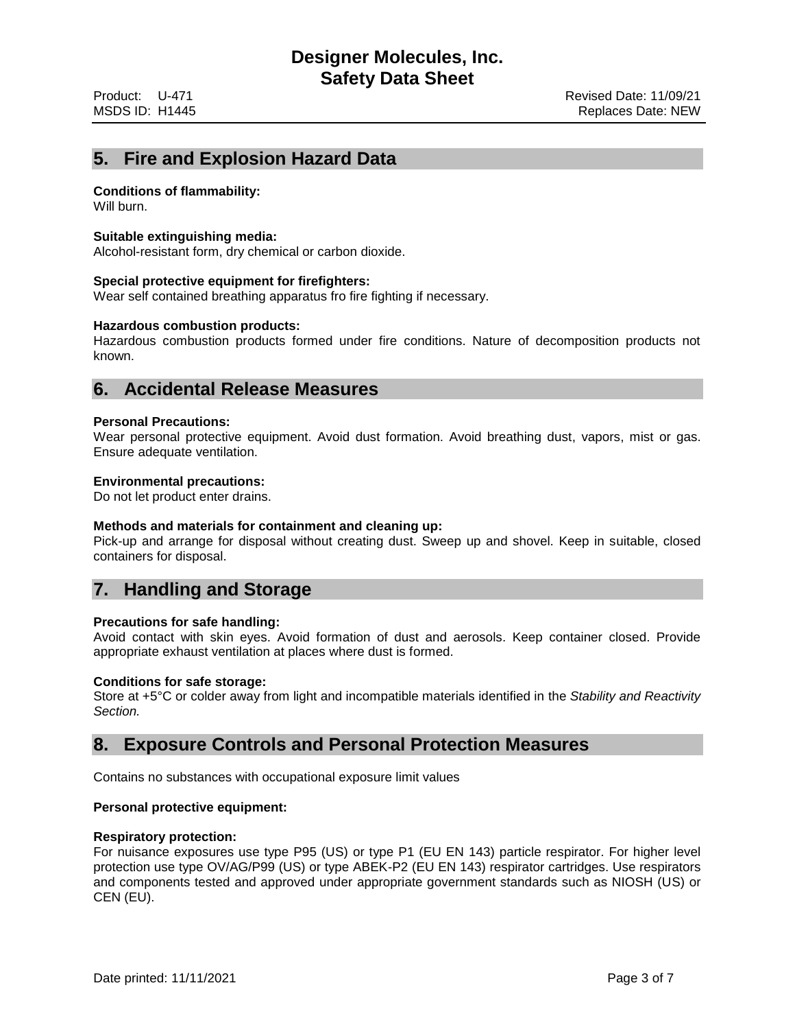## 5. Fire and Explosion Hazard Data

**Conditions of flammability:**
Will burn.

**Suitable extinguishing media:**
Alcohol-resistant form, dry chemical or carbon dioxide.

**Special protective equipment for firefighters:**
Wear self contained breathing apparatus fro fire fighting if necessary.

**Hazardous combustion products:**
Hazardous combustion products formed under fire conditions. Nature of decomposition products not known.

## 6. Accidental Release Measures

**Personal Precautions:**
Wear personal protective equipment. Avoid dust formation. Avoid breathing dust, vapors, mist or gas. Ensure adequate ventilation.

**Environmental precautions:**
Do not let product enter drains.

**Methods and materials for containment and cleaning up:**
Pick-up and arrange for disposal without creating dust. Sweep up and shovel. Keep in suitable, closed containers for disposal.

## 7. Handling and Storage

**Precautions for safe handling:**
Avoid contact with skin eyes. Avoid formation of dust and aerosols. Keep container closed. Provide appropriate exhaust ventilation at places where dust is formed.

**Conditions for safe storage:**
Store at +5°C or colder away from light and incompatible materials identified in the *Stability and Reactivity Section.*

## 8. Exposure Controls and Personal Protection Measures

Contains no substances with occupational exposure limit values

**Personal protective equipment:**

**Respiratory protection:**
For nuisance exposures use type P95 (US) or type P1 (EU EN 143) particle respirator. For higher level protection use type OV/AG/P99 (US) or type ABEK-P2 (EU EN 143) respirator cartridges. Use respirators and components tested and approved under appropriate government standards such as NIOSH (US) or CEN (EU).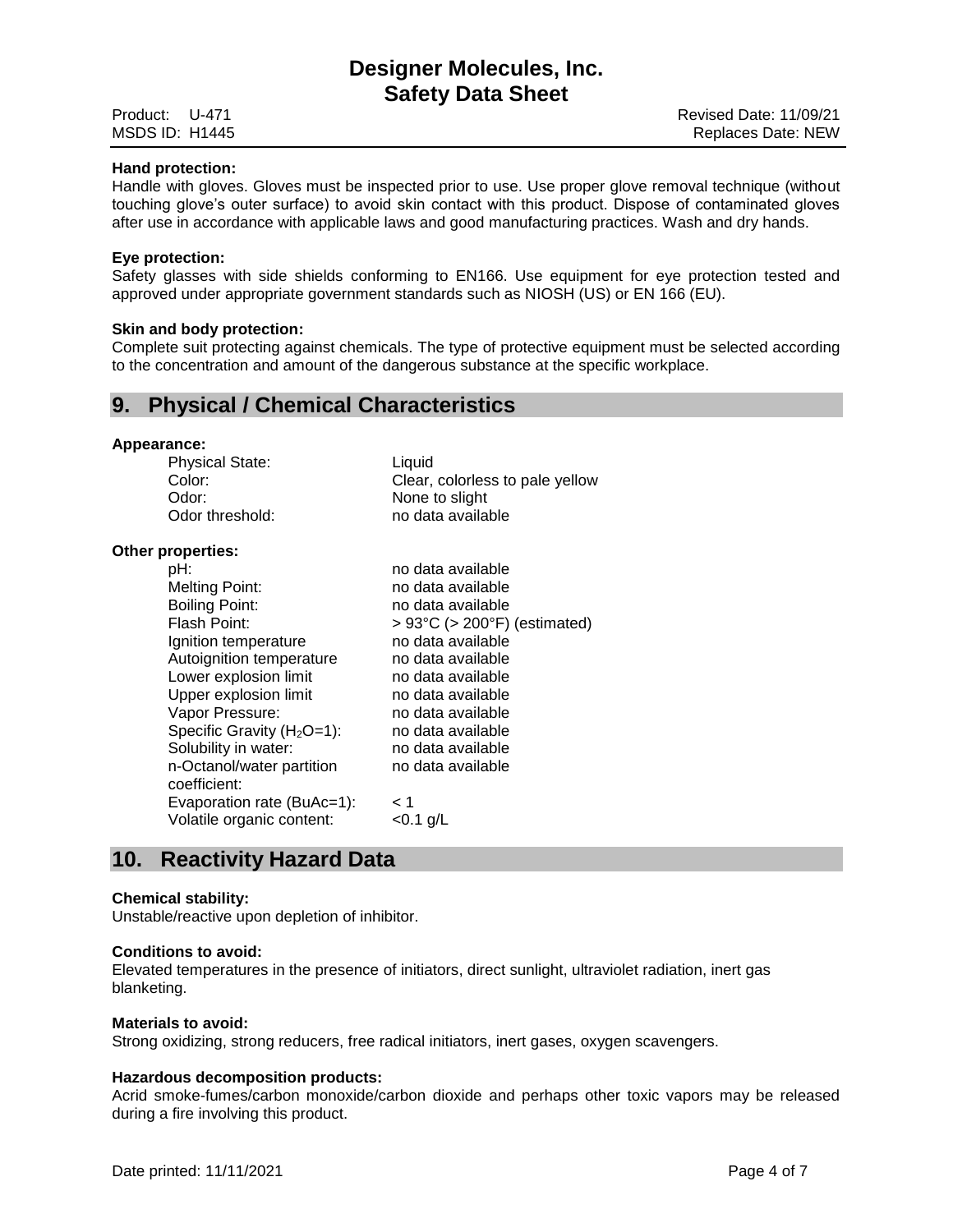**Hand protection:**
Handle with gloves. Gloves must be inspected prior to use. Use proper glove removal technique (without touching glove's outer surface) to avoid skin contact with this product. Dispose of contaminated gloves after use in accordance with applicable laws and good manufacturing practices. Wash and dry hands.

**Eye protection:**
Safety glasses with side shields conforming to EN166. Use equipment for eye protection tested and approved under appropriate government standards such as NIOSH (US) or EN 166 (EU).

**Skin and body protection:**
Complete suit protecting against chemicals. The type of protective equipment must be selected according to the concentration and amount of the dangerous substance at the specific workplace.

## 9. Physical / Chemical Characteristics

**Appearance:**

| | |
|---|---|
| Physical State: | Liquid |
| Color: | Clear, colorless to pale yellow |
| Odor: | None to slight |
| Odor threshold: | no data available |

**Other properties:**

| | |
|---|---|
| pH: | no data available |
| Melting Point: | no data available |
| Boiling Point: | no data available |
| Flash Point: | > 93°C (> 200°F) (estimated) |
| Ignition temperature | no data available |
| Autoignition temperature | no data available |
| Lower explosion limit | no data available |
| Upper explosion limit | no data available |
| Vapor Pressure: | no data available |
| Specific Gravity ($H_2O$=1): | no data available |
| Solubility in water: | no data available |
| n-Octanol/water partition coefficient: | no data available |
| Evaporation rate (BuAc=1): | < 1 |
| Volatile organic content: | <0.1 g/L |

## 10. Reactivity Hazard Data

**Chemical stability:**
Unstable/reactive upon depletion of inhibitor.

**Conditions to avoid:**
Elevated temperatures in the presence of initiators, direct sunlight, ultraviolet radiation, inert gas blanketing.

**Materials to avoid:**
Strong oxidizing, strong reducers, free radical initiators, inert gases, oxygen scavengers.

**Hazardous decomposition products:**
Acrid smoke-fumes/carbon monoxide/carbon dioxide and perhaps other toxic vapors may be released during a fire involving this product.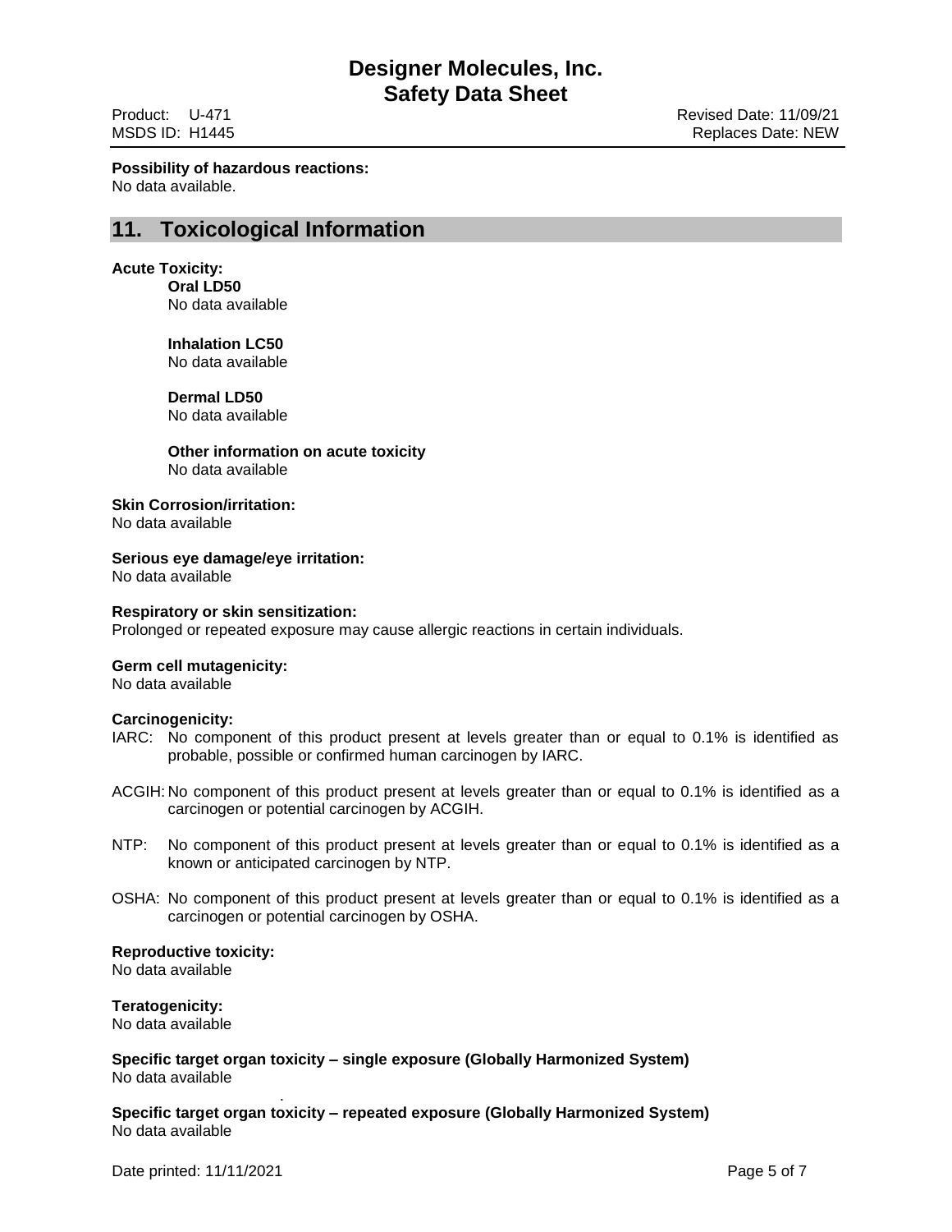**Possibility of hazardous reactions:**
No data available.

## 11. Toxicological Information

**Acute Toxicity:**

**Oral LD50**
No data available

**Inhalation LC50**
No data available

**Dermal LD50**
No data available

**Other information on acute toxicity**
No data available

**Skin Corrosion/irritation:**
No data available

**Serious eye damage/eye irritation:**
No data available

**Respiratory or skin sensitization:**
Prolonged or repeated exposure may cause allergic reactions in certain individuals.

**Germ cell mutagenicity:**
No data available

**Carcinogenicity:**

IARC: No component of this product present at levels greater than or equal to 0.1% is identified as probable, possible or confirmed human carcinogen by IARC.

ACGIH: No component of this product present at levels greater than or equal to 0.1% is identified as a carcinogen or potential carcinogen by ACGIH.

NTP: No component of this product present at levels greater than or equal to 0.1% is identified as a known or anticipated carcinogen by NTP.

OSHA: No component of this product present at levels greater than or equal to 0.1% is identified as a carcinogen or potential carcinogen by OSHA.

**Reproductive toxicity:**
No data available

**Teratogenicity:**
No data available

**Specific target organ toxicity – single exposure (Globally Harmonized System)**
No data available

**Specific target organ toxicity – repeated exposure (Globally Harmonized System)**
No data available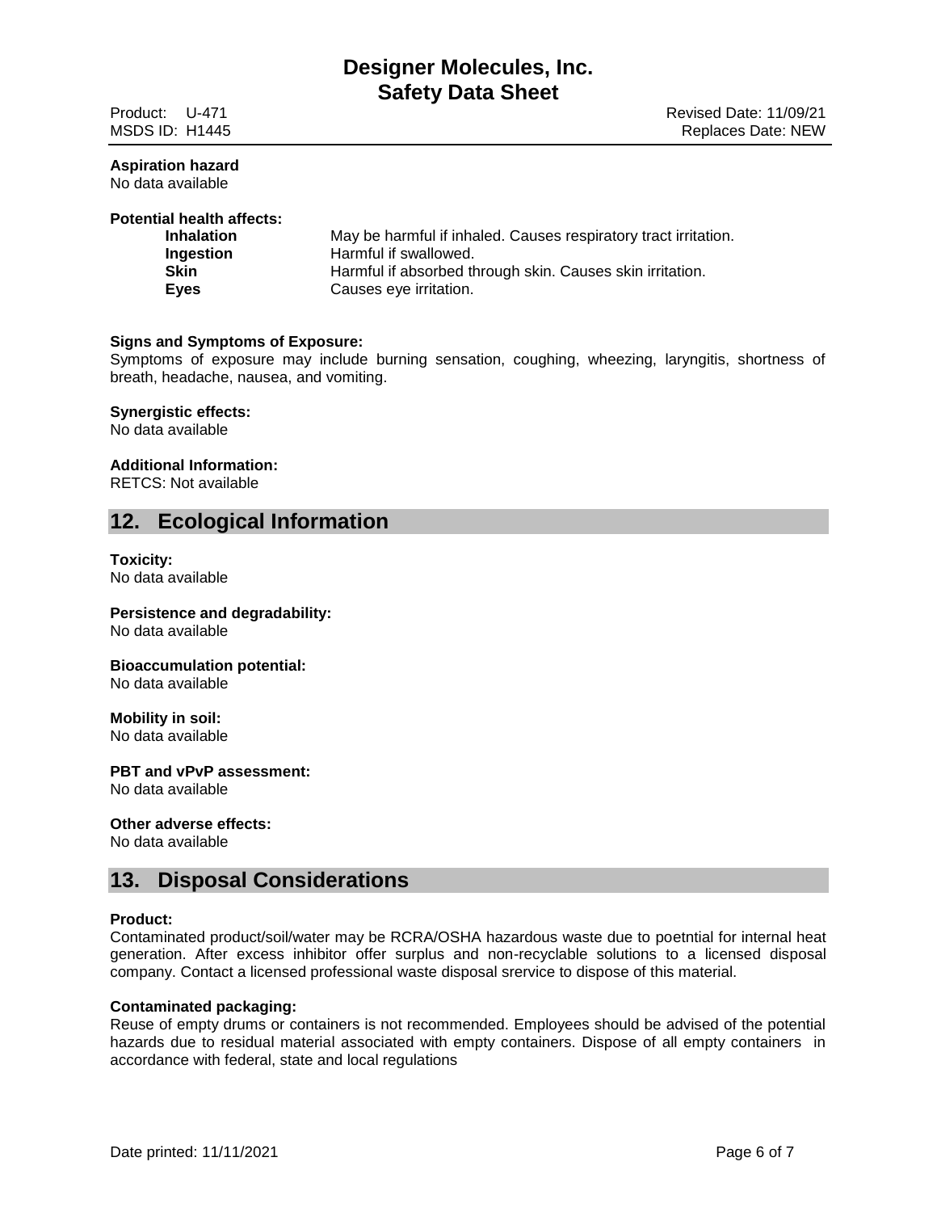**Aspiration hazard**
No data available

**Potential health affects:**

| | |
|---|---|
| **Inhalation** | May be harmful if inhaled. Causes respiratory tract irritation. |
| **Ingestion** | Harmful if swallowed. |
| **Skin** | Harmful if absorbed through skin. Causes skin irritation. |
| **Eyes** | Causes eye irritation. |

**Signs and Symptoms of Exposure:**
Symptoms of exposure may include burning sensation, coughing, wheezing, laryngitis, shortness of breath, headache, nausea, and vomiting.

**Synergistic effects:**
No data available

**Additional Information:**
RETCS: Not available

## 12. Ecological Information

**Toxicity:**
No data available

**Persistence and degradability:**
No data available

**Bioaccumulation potential:**
No data available

**Mobility in soil:**
No data available

**PBT and vPvP assessment:**
No data available

**Other adverse effects:**
No data available

## 13. Disposal Considerations

**Product:**
Contaminated product/soil/water may be RCRA/OSHA hazardous waste due to poetntial for internal heat generation. After excess inhibitor offer surplus and non-recyclable solutions to a licensed disposal company. Contact a licensed professional waste disposal srervice to dispose of this material.

**Contaminated packaging:**
Reuse of empty drums or containers is not recommended. Employees should be advised of the potential hazards due to residual material associated with empty containers. Dispose of all empty containers in accordance with federal, state and local regulations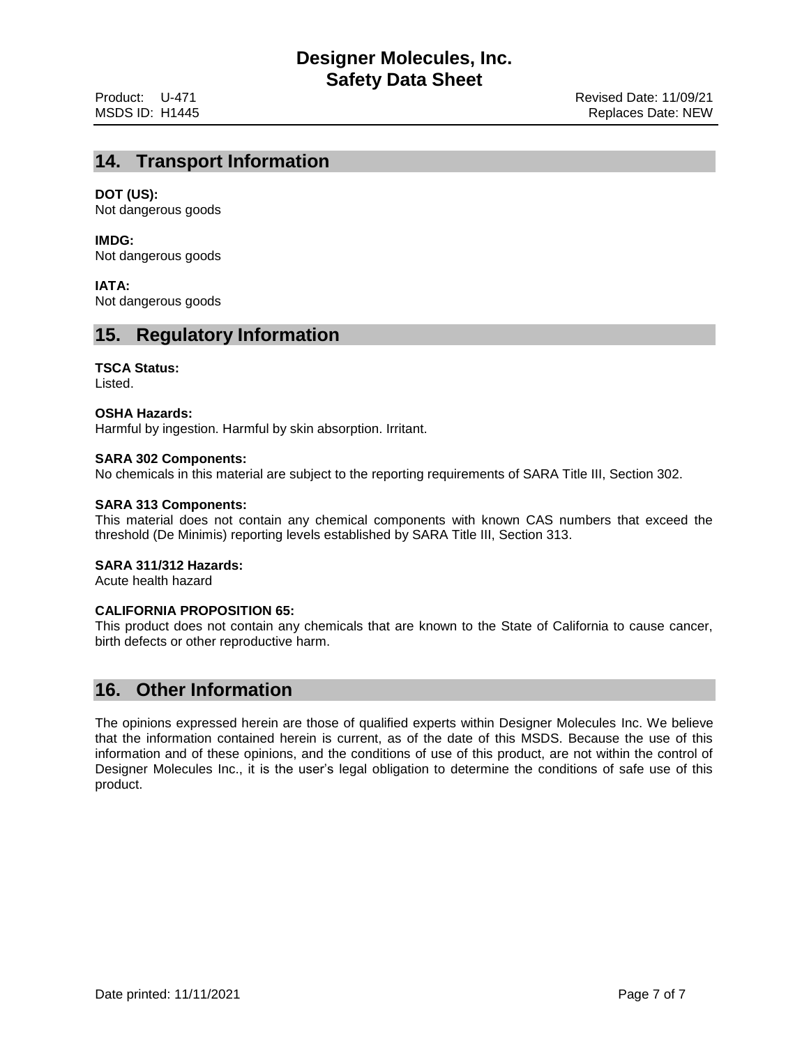## 14. Transport Information

**DOT (US):**
Not dangerous goods

**IMDG:**
Not dangerous goods

**IATA:**
Not dangerous goods

## 15. Regulatory Information

**TSCA Status:**
Listed.

**OSHA Hazards:**
Harmful by ingestion. Harmful by skin absorption. Irritant.

**SARA 302 Components:**
No chemicals in this material are subject to the reporting requirements of SARA Title III, Section 302.

**SARA 313 Components:**
This material does not contain any chemical components with known CAS numbers that exceed the threshold (De Minimis) reporting levels established by SARA Title III, Section 313.

**SARA 311/312 Hazards:**
Acute health hazard

**CALIFORNIA PROPOSITION 65:**
This product does not contain any chemicals that are known to the State of California to cause cancer, birth defects or other reproductive harm.

## 16. Other Information

The opinions expressed herein are those of qualified experts within Designer Molecules Inc. We believe that the information contained herein is current, as of the date of this MSDS. Because the use of this information and of these opinions, and the conditions of use of this product, are not within the control of Designer Molecules Inc., it is the user's legal obligation to determine the conditions of safe use of this product.